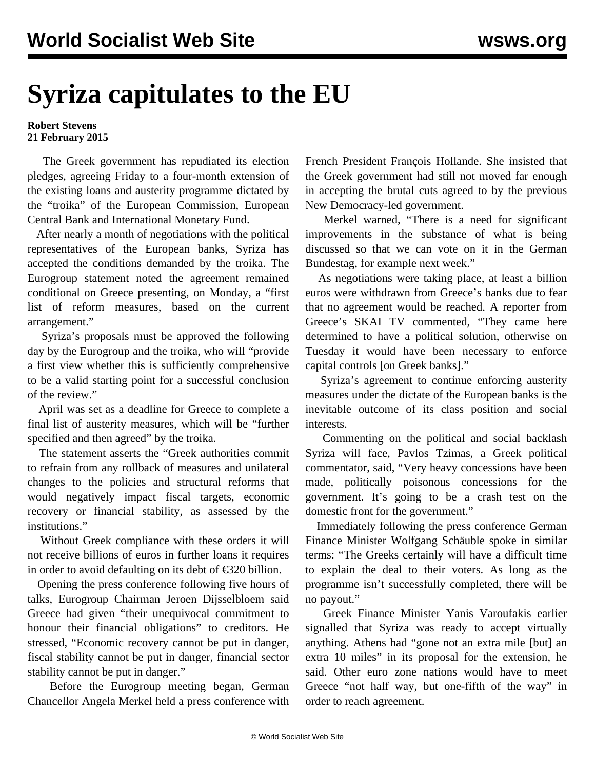# Syriza capitulates to the EU

**Robert Stevens**
**21 February 2015**

The Greek government has repudiated its election pledges, agreeing Friday to a four-month extension of the existing loans and austerity programme dictated by the "troika" of the European Commission, European Central Bank and International Monetary Fund.

After nearly a month of negotiations with the political representatives of the European banks, Syriza has accepted the conditions demanded by the troika. The Eurogroup statement noted the agreement remained conditional on Greece presenting, on Monday, a "first list of reform measures, based on the current arrangement."

Syriza's proposals must be approved the following day by the Eurogroup and the troika, who will "provide a first view whether this is sufficiently comprehensive to be a valid starting point for a successful conclusion of the review."

April was set as a deadline for Greece to complete a final list of austerity measures, which will be "further specified and then agreed" by the troika.

The statement asserts the "Greek authorities commit to refrain from any rollback of measures and unilateral changes to the policies and structural reforms that would negatively impact fiscal targets, economic recovery or financial stability, as assessed by the institutions."

Without Greek compliance with these orders it will not receive billions of euros in further loans it requires in order to avoid defaulting on its debt of €320 billion.

Opening the press conference following five hours of talks, Eurogroup Chairman Jeroen Dijsselbloem said Greece had given "their unequivocal commitment to honour their financial obligations" to creditors. He stressed, "Economic recovery cannot be put in danger, fiscal stability cannot be put in danger, financial sector stability cannot be put in danger."

Before the Eurogroup meeting began, German Chancellor Angela Merkel held a press conference with French President François Hollande. She insisted that the Greek government had still not moved far enough in accepting the brutal cuts agreed to by the previous New Democracy-led government.

Merkel warned, "There is a need for significant improvements in the substance of what is being discussed so that we can vote on it in the German Bundestag, for example next week."

As negotiations were taking place, at least a billion euros were withdrawn from Greece's banks due to fear that no agreement would be reached. A reporter from Greece's SKAI TV commented, "They came here determined to have a political solution, otherwise on Tuesday it would have been necessary to enforce capital controls [on Greek banks]."

Syriza's agreement to continue enforcing austerity measures under the dictate of the European banks is the inevitable outcome of its class position and social interests.

Commenting on the political and social backlash Syriza will face, Pavlos Tzimas, a Greek political commentator, said, "Very heavy concessions have been made, politically poisonous concessions for the government. It's going to be a crash test on the domestic front for the government."

Immediately following the press conference German Finance Minister Wolfgang Schäuble spoke in similar terms: "The Greeks certainly will have a difficult time to explain the deal to their voters. As long as the programme isn't successfully completed, there will be no payout."

Greek Finance Minister Yanis Varoufakis earlier signalled that Syriza was ready to accept virtually anything. Athens had "gone not an extra mile [but] an extra 10 miles" in its proposal for the extension, he said. Other euro zone nations would have to meet Greece "not half way, but one-fifth of the way" in order to reach agreement.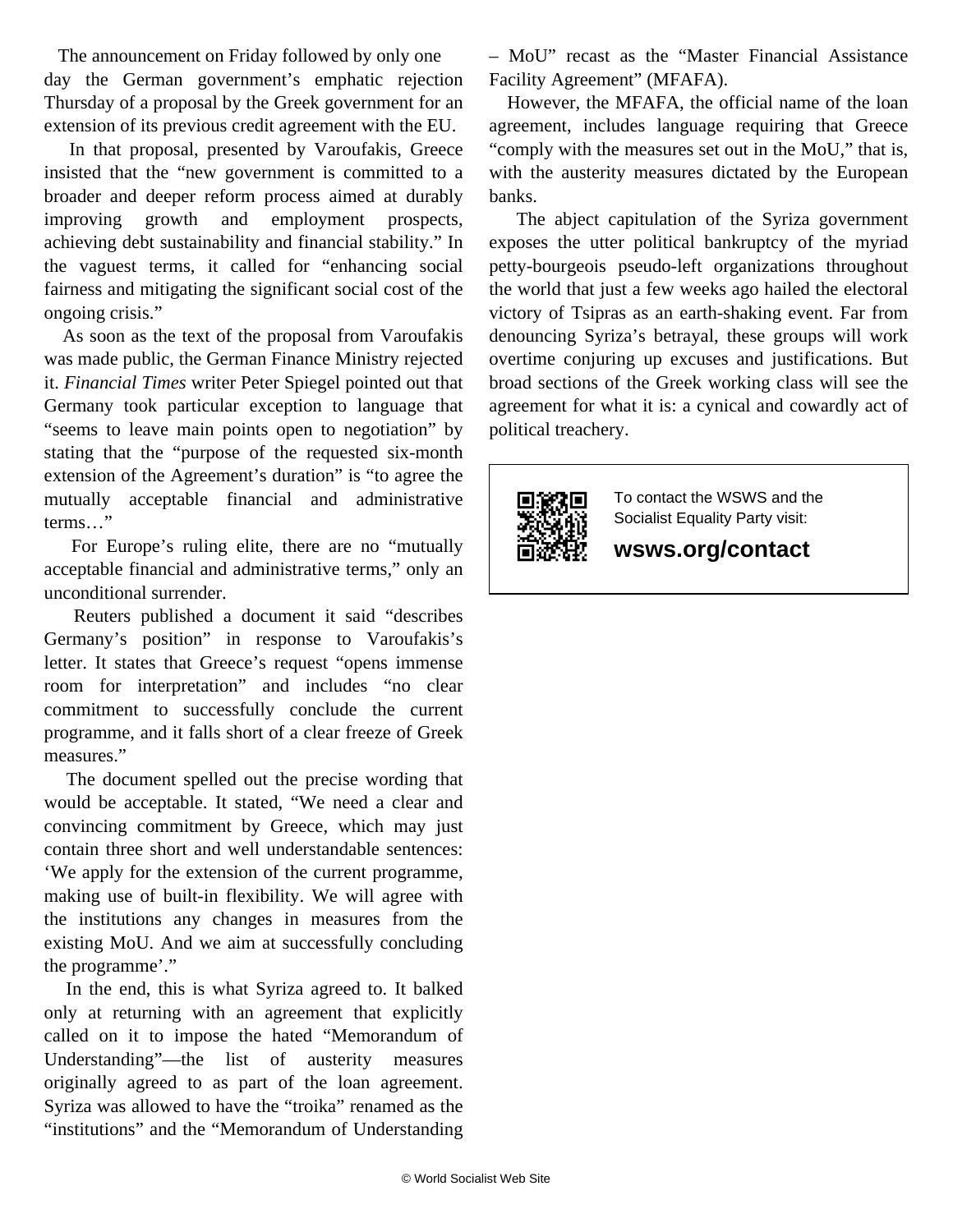The announcement on Friday followed by only one day the German government's emphatic rejection Thursday of a proposal by the Greek government for an extension of its previous credit agreement with the EU.

In that proposal, presented by Varoufakis, Greece insisted that the "new government is committed to a broader and deeper reform process aimed at durably improving growth and employment prospects, achieving debt sustainability and financial stability." In the vaguest terms, it called for "enhancing social fairness and mitigating the significant social cost of the ongoing crisis."

As soon as the text of the proposal from Varoufakis was made public, the German Finance Ministry rejected it. *Financial Times* writer Peter Spiegel pointed out that Germany took particular exception to language that "seems to leave main points open to negotiation" by stating that the "purpose of the requested six-month extension of the Agreement's duration" is "to agree the mutually acceptable financial and administrative terms…"

For Europe's ruling elite, there are no "mutually acceptable financial and administrative terms," only an unconditional surrender.

Reuters published a document it said "describes Germany's position" in response to Varoufakis's letter. It states that Greece's request "opens immense room for interpretation" and includes "no clear commitment to successfully conclude the current programme, and it falls short of a clear freeze of Greek measures."

The document spelled out the precise wording that would be acceptable. It stated, "We need a clear and convincing commitment by Greece, which may just contain three short and well understandable sentences: 'We apply for the extension of the current programme, making use of built-in flexibility. We will agree with the institutions any changes in measures from the existing MoU. And we aim at successfully concluding the programme'."

In the end, this is what Syriza agreed to. It balked only at returning with an agreement that explicitly called on it to impose the hated "Memorandum of Understanding"—the list of austerity measures originally agreed to as part of the loan agreement. Syriza was allowed to have the "troika" renamed as the "institutions" and the "Memorandum of Understanding – MoU" recast as the "Master Financial Assistance Facility Agreement" (MFAFA).

However, the MFAFA, the official name of the loan agreement, includes language requiring that Greece "comply with the measures set out in the MoU," that is, with the austerity measures dictated by the European banks.

The abject capitulation of the Syriza government exposes the utter political bankruptcy of the myriad petty-bourgeois pseudo-left organizations throughout the world that just a few weeks ago hailed the electoral victory of Tsipras as an earth-shaking event. Far from denouncing Syriza's betrayal, these groups will work overtime conjuring up excuses and justifications. But broad sections of the Greek working class will see the agreement for what it is: a cynical and cowardly act of political treachery.

To contact the WSWS and the Socialist Equality Party visit:

**wsws.org/contact**